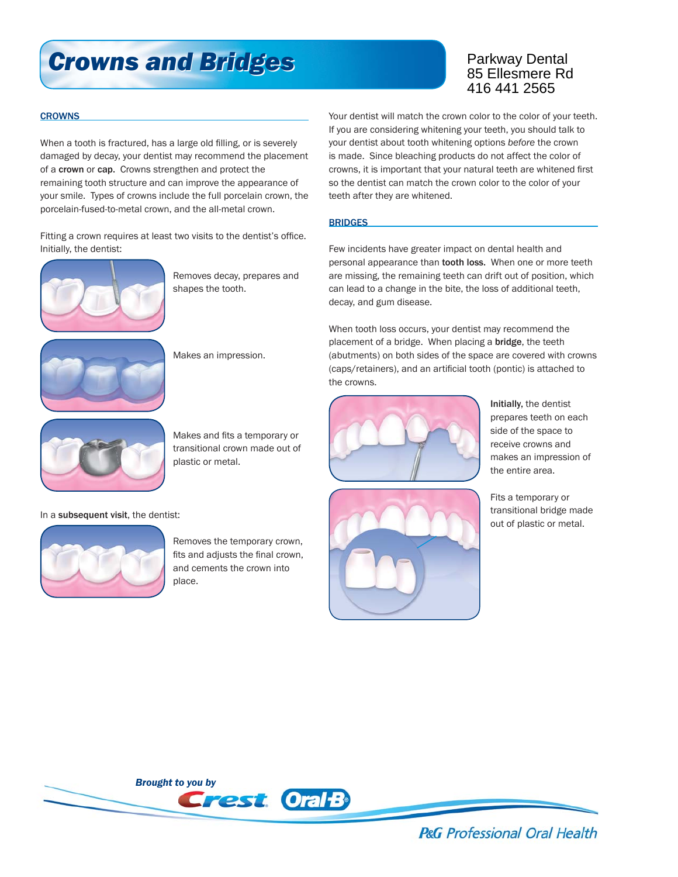# Crowns and Bridges

Parkway Dental
85 Ellesmere Rd
416 441 2565

## CROWNS

When a tooth is fractured, has a large old filling, or is severely damaged by decay, your dentist may recommend the placement of a **crown** or **cap.** Crowns strengthen and protect the remaining tooth structure and can improve the appearance of your smile. Types of crowns include the full porcelain crown, the porcelain-fused-to-metal crown, and the all-metal crown.

Fitting a crown requires at least two visits to the dentist's office. Initially, the dentist:

Removes decay, prepares and shapes the tooth.

Makes an impression.

Makes and fits a temporary or transitional crown made out of plastic or metal.

In a **subsequent visit**, the dentist:

Removes the temporary crown, fits and adjusts the final crown, and cements the crown into place.

Your dentist will match the crown color to the color of your teeth. If you are considering whitening your teeth, you should talk to your dentist about tooth whitening options *before* the crown is made. Since bleaching products do not affect the color of crowns, it is important that your natural teeth are whitened first so the dentist can match the crown color to the color of your teeth after they are whitened.

## BRIDGES

Few incidents have greater impact on dental health and personal appearance than **tooth loss.** When one or more teeth are missing, the remaining teeth can drift out of position, which can lead to a change in the bite, the loss of additional teeth, decay, and gum disease.

When tooth loss occurs, your dentist may recommend the placement of a bridge. When placing a **bridge**, the teeth (abutments) on both sides of the space are covered with crowns (caps/retainers), and an artificial tooth (pontic) is attached to the crowns.

**Initially,** the dentist prepares teeth on each side of the space to receive crowns and makes an impression of the entire area.

Fits a temporary or transitional bridge made out of plastic or metal.

*Brought to you by* Crest Oral-B

P&G Professional Oral Health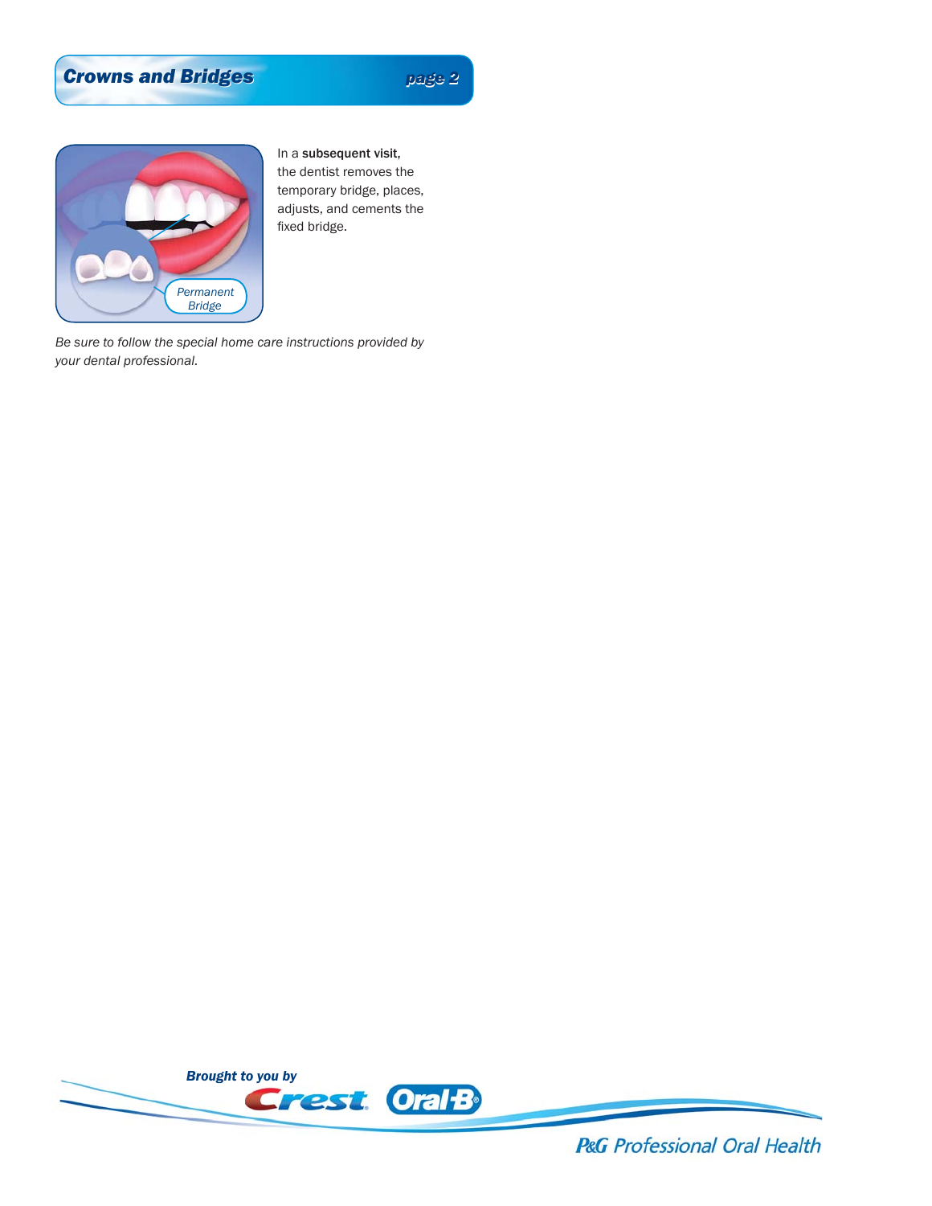In a **subsequent visit**, the dentist removes the temporary bridge, places, adjusts, and cements the fixed bridge.

Permanent Bridge

*Be sure to follow the special home care instructions provided by your dental professional.*

*Brought to you by* Crest Oral-B

P&G Professional Oral Health